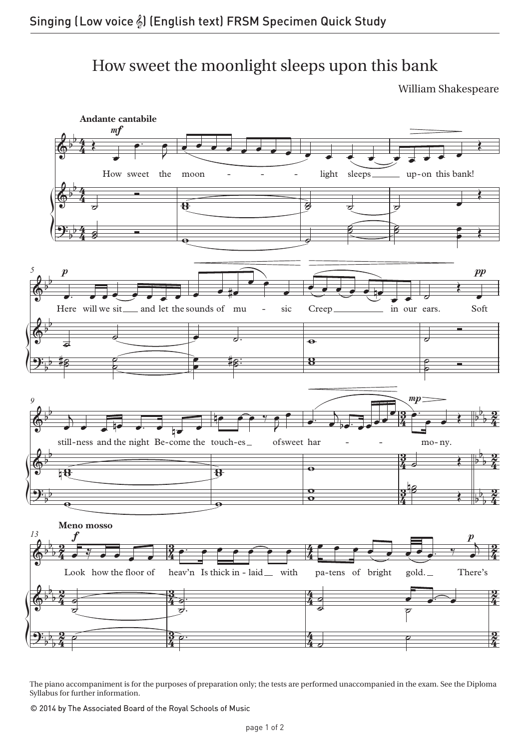# How sweet the moonlight sleeps upon this bank

William Shakespeare

**Andante cantabile**

The piano accompaniment is for the purposes of preparation only; the tests are performed unaccompanied in the exam. See the Diploma Syllabus for further information.

© 2014 by The Associated Board of the Royal Schools of Music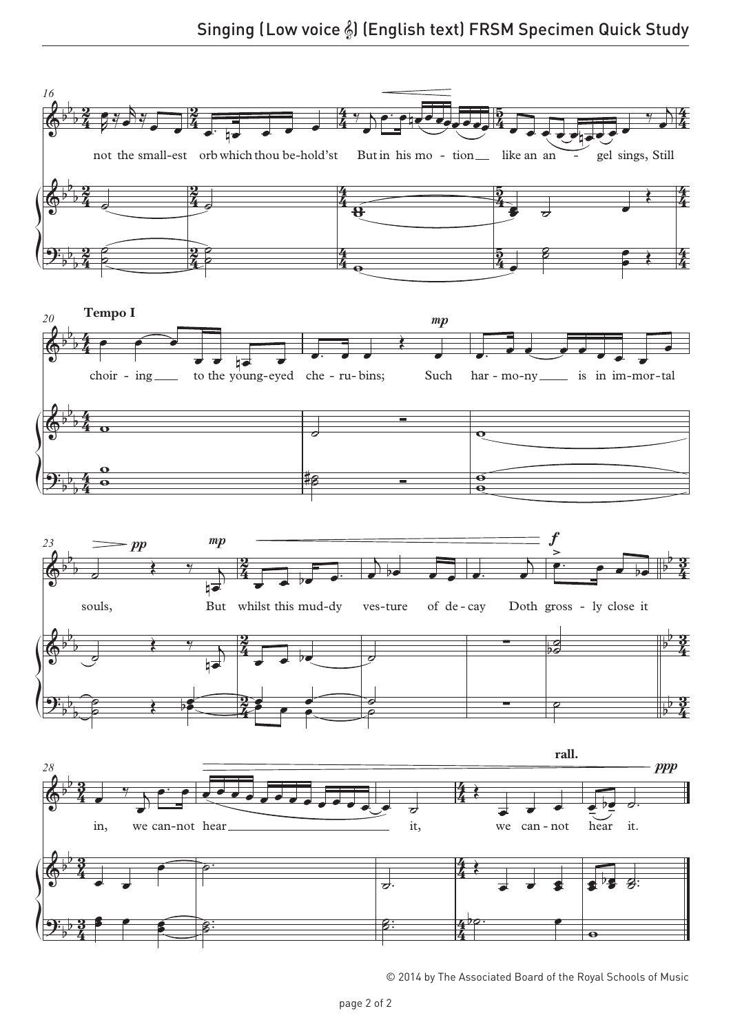© 2014 by The Associated Board of the Royal Schools of Music